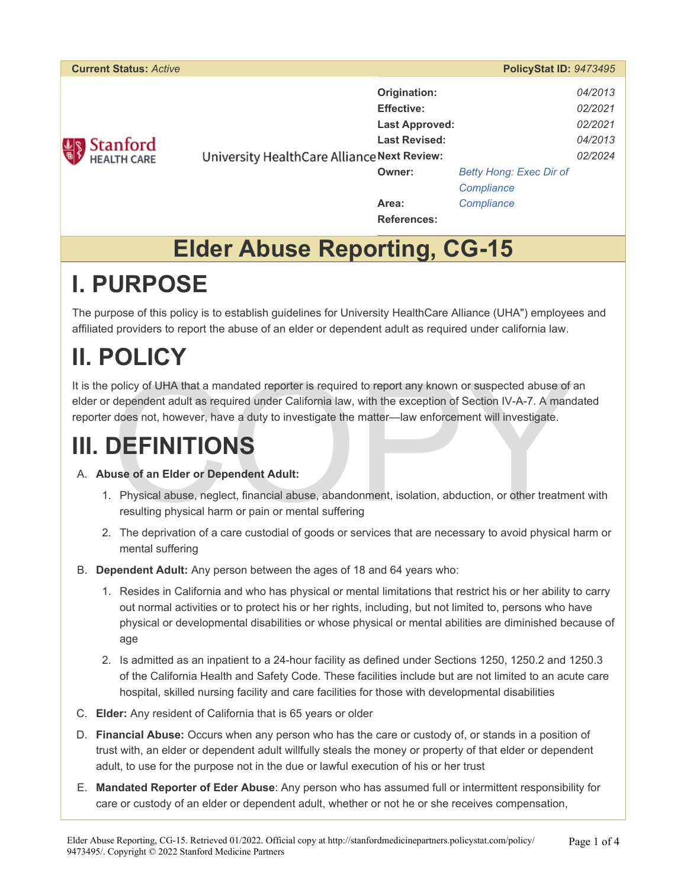**Current Status:** *Active* **PolicyStat ID:** *9473495*

| | |
|---|---|
| **Origination:** | *04/2013* |
| **Effective:** | *02/2021* |
| **Last Approved:** | *02/2021* |
| **Last Revised:** | *04/2013* |
| **Next Review:** | *02/2024* |
| **Owner:** | *Betty Hong: Exec Dir of Compliance* |
| **Area:** | *Compliance* |
| **References:** | |

Stanford HEALTH CARE — University HealthCare Alliance

# Elder Abuse Reporting, CG-15

# I. PURPOSE

The purpose of this policy is to establish guidelines for University HealthCare Alliance (UHA") employees and affiliated providers to report the abuse of an elder or dependent adult as required under california law.

# II. POLICY

It is the policy of UHA that a mandated reporter is required to report any known or suspected abuse of an elder or dependent adult as required under California law, with the exception of Section IV-A-7. A mandated reporter does not, however, have a duty to investigate the matter—law enforcement will investigate.

# III. DEFINITIONS

A. **Abuse of an Elder or Dependent Adult:**

1. Physical abuse, neglect, financial abuse, abandonment, isolation, abduction, or other treatment with resulting physical harm or pain or mental suffering
2. The deprivation of a care custodial of goods or services that are necessary to avoid physical harm or mental suffering

B. **Dependent Adult:** Any person between the ages of 18 and 64 years who:

1. Resides in California and who has physical or mental limitations that restrict his or her ability to carry out normal activities or to protect his or her rights, including, but not limited to, persons who have physical or developmental disabilities or whose physical or mental abilities are diminished because of age
2. Is admitted as an inpatient to a 24-hour facility as defined under Sections 1250, 1250.2 and 1250.3 of the California Health and Safety Code. These facilities include but are not limited to an acute care hospital, skilled nursing facility and care facilities for those with developmental disabilities

C. **Elder:** Any resident of California that is 65 years or older

D. **Financial Abuse:** Occurs when any person who has the care or custody of, or stands in a position of trust with, an elder or dependent adult willfully steals the money or property of that elder or dependent adult, to use for the purpose not in the due or lawful execution of his or her trust

E. **Mandated Reporter of Eder Abuse**: Any person who has assumed full or intermittent responsibility for care or custody of an elder or dependent adult, whether or not he or she receives compensation,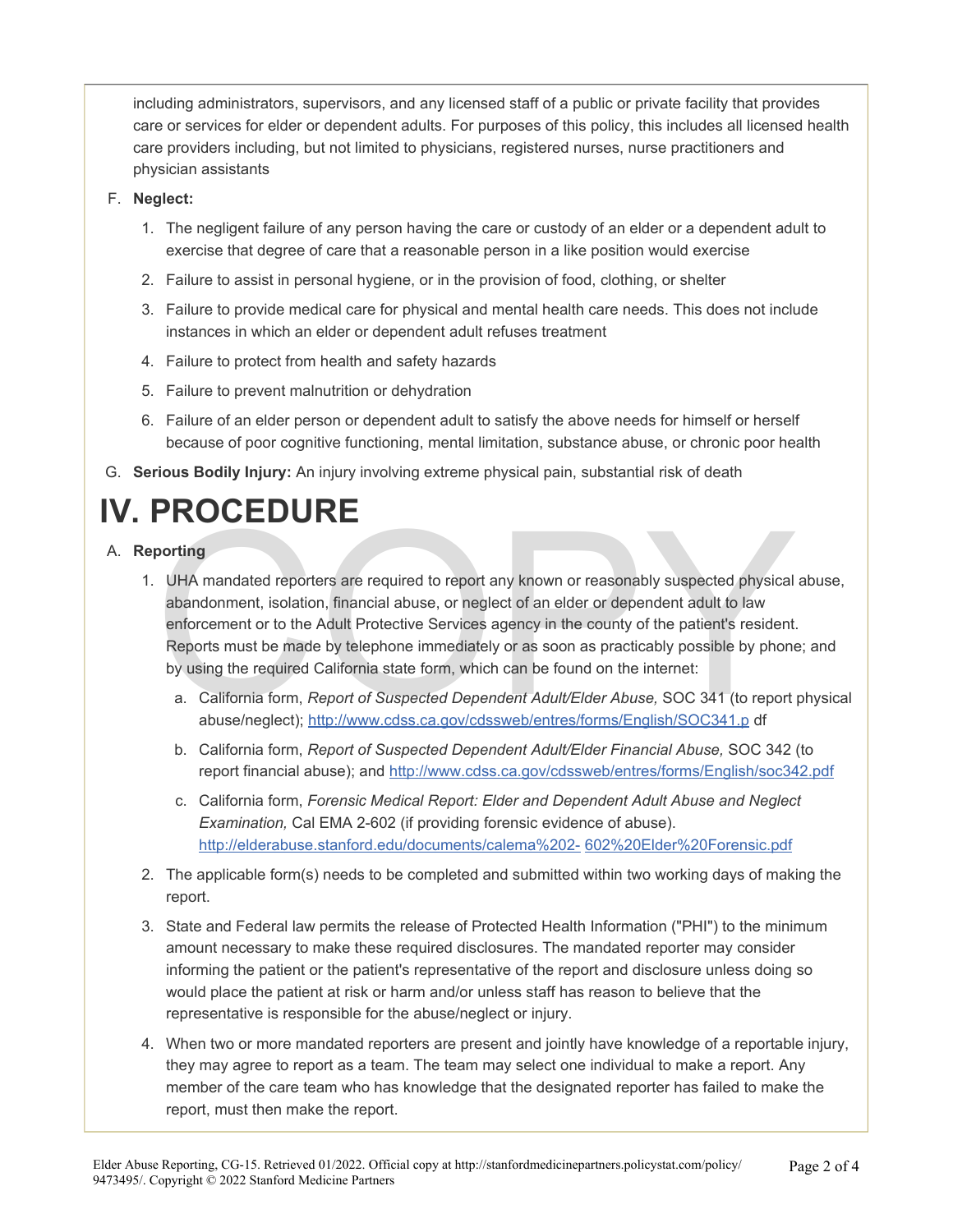including administrators, supervisors, and any licensed staff of a public or private facility that provides care or services for elder or dependent adults. For purposes of this policy, this includes all licensed health care providers including, but not limited to, physicians, registered nurses, nurse practitioners and physician assistants

F. **Neglect:**

1. The negligent failure of any person having the care or custody of an elder or a dependent adult to exercise that degree of care that a reasonable person in a like position would exercise
2. Failure to assist in personal hygiene, or in the provision of food, clothing, or shelter
3. Failure to provide medical care for physical and mental health care needs. This does not include instances in which an elder or dependent adult refuses treatment
4. Failure to protect from health and safety hazards
5. Failure to prevent malnutrition or dehydration
6. Failure of an elder person or dependent adult to satisfy the above needs for himself or herself because of poor cognitive functioning, mental limitation, substance abuse, or chronic poor health

G. **Serious Bodily Injury:** An injury involving extreme physical pain, substantial risk of death

# IV. PROCEDURE

A. **Reporting**

1. UHA mandated reporters are required to report any known or reasonably suspected physical abuse, abandonment, isolation, financial abuse, or neglect of an elder or dependent adult to law enforcement or to the Adult Protective Services agency in the county of the patient's resident. Reports must be made by telephone immediately or as soon as practicably possible by phone; and by using the required California state form, which can be found on the internet:
   a. California form, *Report of Suspected Dependent Adult/Elder Abuse,* SOC 341 (to report physical abuse/neglect); http://www.cdss.ca.gov/cdssweb/entres/forms/English/SOC341.p df
   b. California form, *Report of Suspected Dependent Adult/Elder Financial Abuse,* SOC 342 (to report financial abuse); and http://www.cdss.ca.gov/cdssweb/entres/forms/English/soc342.pdf
   c. California form, *Forensic Medical Report: Elder and Dependent Adult Abuse and Neglect Examination,* Cal EMA 2-602 (if providing forensic evidence of abuse). http://elderabuse.stanford.edu/documents/calema%202- 602%20Elder%20Forensic.pdf
2. The applicable form(s) needs to be completed and submitted within two working days of making the report.
3. State and Federal law permits the release of Protected Health Information ("PHI") to the minimum amount necessary to make these required disclosures. The mandated reporter may consider informing the patient or the patient's representative of the report and disclosure unless doing so would place the patient at risk or harm and/or unless staff has reason to believe that the representative is responsible for the abuse/neglect or injury.
4. When two or more mandated reporters are present and jointly have knowledge of a reportable injury, they may agree to report as a team. The team may select one individual to make a report. Any member of the care team who has knowledge that the designated reporter has failed to make the report, must then make the report.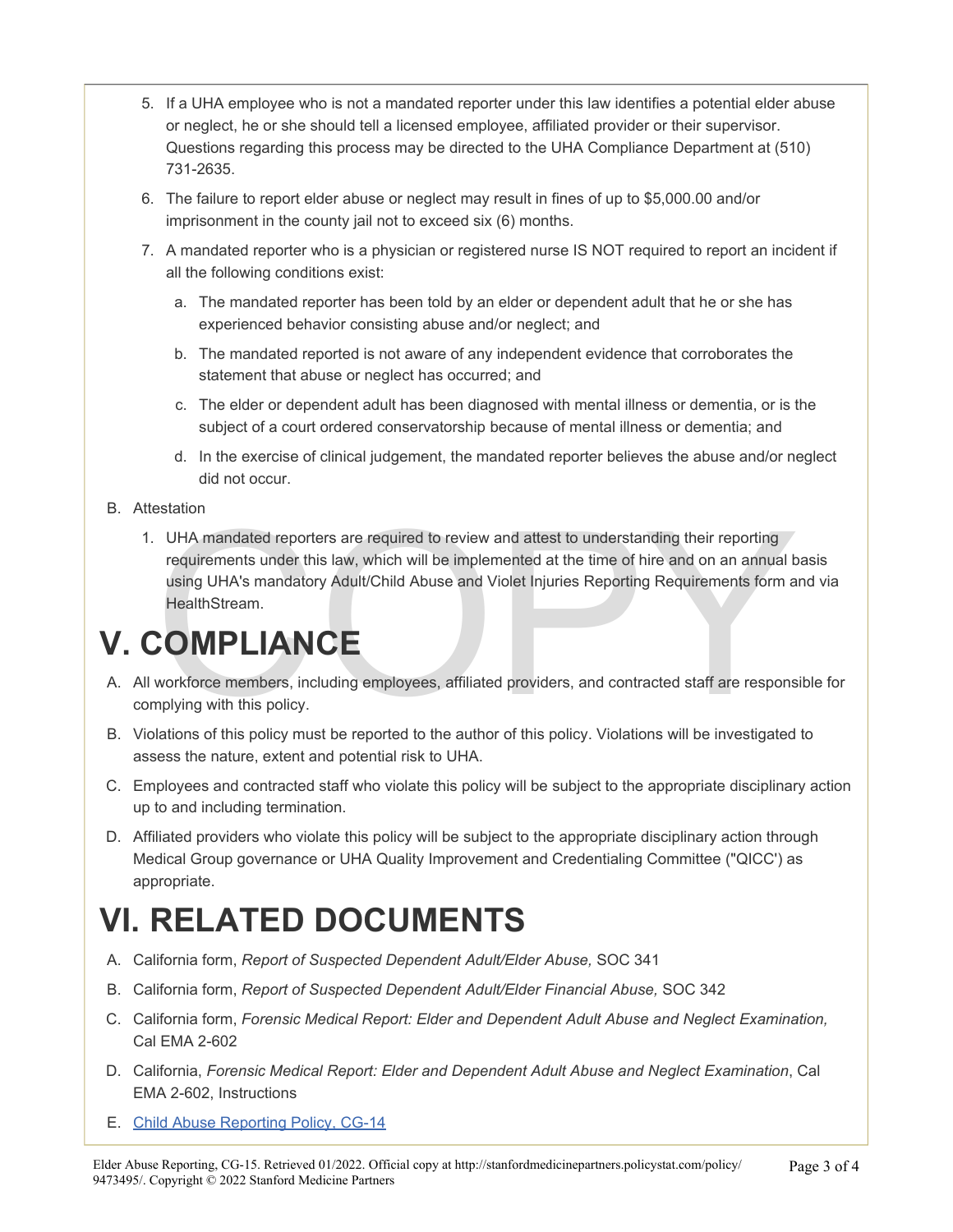5. If a UHA employee who is not a mandated reporter under this law identifies a potential elder abuse or neglect, he or she should tell a licensed employee, affiliated provider or their supervisor. Questions regarding this process may be directed to the UHA Compliance Department at (510) 731-2635.

6. The failure to report elder abuse or neglect may result in fines of up to $5,000.00 and/or imprisonment in the county jail not to exceed six (6) months.

7. A mandated reporter who is a physician or registered nurse IS NOT required to report an incident if all the following conditions exist:

   a. The mandated reporter has been told by an elder or dependent adult that he or she has experienced behavior consisting abuse and/or neglect; and

   b. The mandated reported is not aware of any independent evidence that corroborates the statement that abuse or neglect has occurred; and

   c. The elder or dependent adult has been diagnosed with mental illness or dementia, or is the subject of a court ordered conservatorship because of mental illness or dementia; and

   d. In the exercise of clinical judgement, the mandated reporter believes the abuse and/or neglect did not occur.

B. Attestation

   1. UHA mandated reporters are required to review and attest to understanding their reporting requirements under this law, which will be implemented at the time of hire and on an annual basis using UHA's mandatory Adult/Child Abuse and Violet Injuries Reporting Requirements form and via HealthStream.

# V. COMPLIANCE

A. All workforce members, including employees, affiliated providers, and contracted staff are responsible for complying with this policy.

B. Violations of this policy must be reported to the author of this policy. Violations will be investigated to assess the nature, extent and potential risk to UHA.

C. Employees and contracted staff who violate this policy will be subject to the appropriate disciplinary action up to and including termination.

D. Affiliated providers who violate this policy will be subject to the appropriate disciplinary action through Medical Group governance or UHA Quality Improvement and Credentialing Committee ("QICC') as appropriate.

# VI. RELATED DOCUMENTS

A. California form, *Report of Suspected Dependent Adult/Elder Abuse,* SOC 341

B. California form, *Report of Suspected Dependent Adult/Elder Financial Abuse,* SOC 342

C. California form, *Forensic Medical Report: Elder and Dependent Adult Abuse and Neglect Examination,* Cal EMA 2-602

D. California, *Forensic Medical Report: Elder and Dependent Adult Abuse and Neglect Examination*, Cal EMA 2-602, Instructions

E. Child Abuse Reporting Policy, CG-14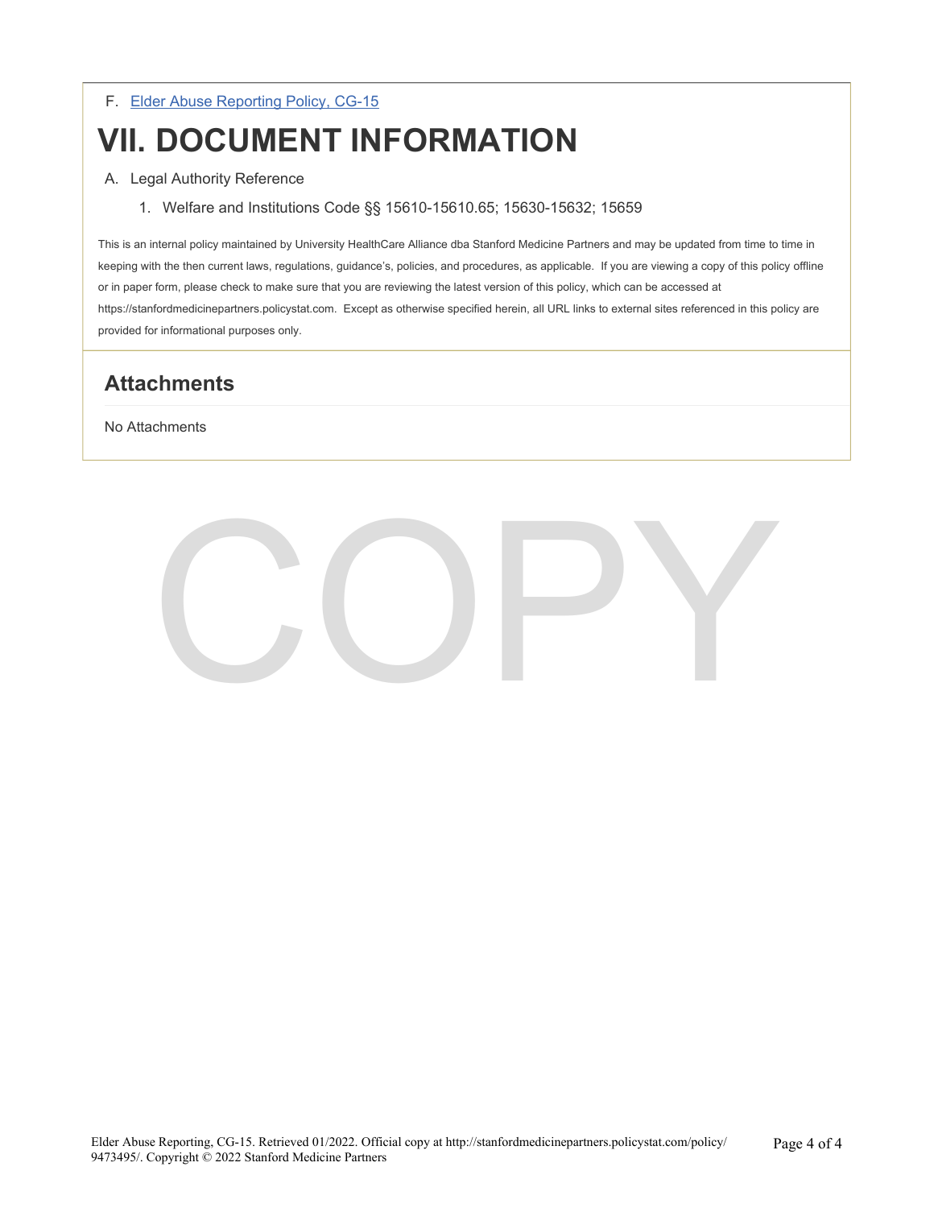F. [Elder Abuse Reporting Policy, CG-15]

# VII. DOCUMENT INFORMATION

A. Legal Authority Reference

1. Welfare and Institutions Code §§ 15610-15610.65; 15630-15632; 15659

This is an internal policy maintained by University HealthCare Alliance dba Stanford Medicine Partners and may be updated from time to time in keeping with the then current laws, regulations, guidance's, policies, and procedures, as applicable. If you are viewing a copy of this policy offline or in paper form, please check to make sure that you are reviewing the latest version of this policy, which can be accessed at https://stanfordmedicinepartners.policystat.com. Except as otherwise specified herein, all URL links to external sites referenced in this policy are provided for informational purposes only.

## Attachments

No Attachments